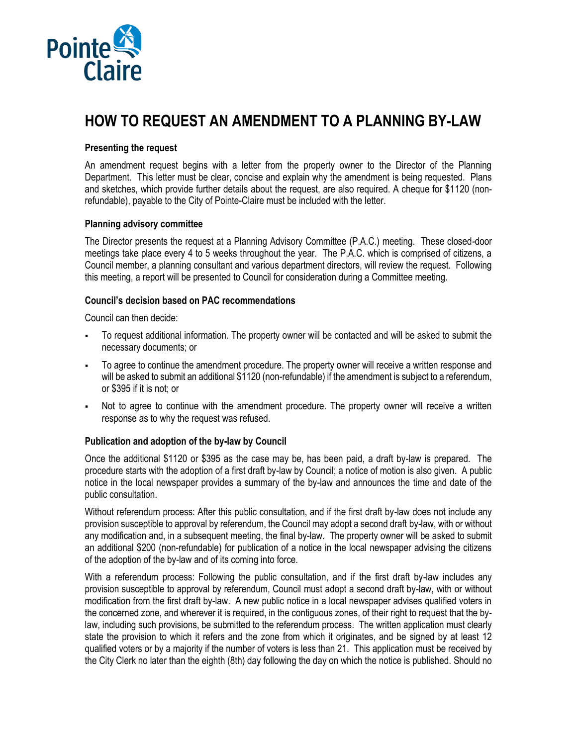# HOW TO REQUEST AN AMENDMENT TO A PLANNING BY-LAW

### Presenting the request

An amendment request begins with a letter from the property owner to the Director of the Planning Department. This letter must be clear, concise and explain why the amendment is being requested. Plans and sketches, which provide further details about the request, are also required. A cheque for $1120 (non-refundable), payable to the City of Pointe-Claire must be included with the letter.

### Planning advisory committee

The Director presents the request at a Planning Advisory Committee (P.A.C.) meeting. These closed-door meetings take place every 4 to 5 weeks throughout the year. The P.A.C. which is comprised of citizens, a Council member, a planning consultant and various department directors, will review the request. Following this meeting, a report will be presented to Council for consideration during a Committee meeting.

### Council's decision based on PAC recommendations

Council can then decide:

- To request additional information. The property owner will be contacted and will be asked to submit the necessary documents; or
- To agree to continue the amendment procedure. The property owner will receive a written response and will be asked to submit an additional $1120 (non-refundable) if the amendment is subject to a referendum, or $395 if it is not; or
- Not to agree to continue with the amendment procedure. The property owner will receive a written response as to why the request was refused.

### Publication and adoption of the by-law by Council

Once the additional $1120 or $395 as the case may be, has been paid, a draft by-law is prepared. The procedure starts with the adoption of a first draft by-law by Council; a notice of motion is also given. A public notice in the local newspaper provides a summary of the by-law and announces the time and date of the public consultation.

Without referendum process: After this public consultation, and if the first draft by-law does not include any provision susceptible to approval by referendum, the Council may adopt a second draft by-law, with or without any modification and, in a subsequent meeting, the final by-law. The property owner will be asked to submit an additional $200 (non-refundable) for publication of a notice in the local newspaper advising the citizens of the adoption of the by-law and of its coming into force.

With a referendum process: Following the public consultation, and if the first draft by-law includes any provision susceptible to approval by referendum, Council must adopt a second draft by-law, with or without modification from the first draft by-law. A new public notice in a local newspaper advises qualified voters in the concerned zone, and wherever it is required, in the contiguous zones, of their right to request that the by-law, including such provisions, be submitted to the referendum process. The written application must clearly state the provision to which it refers and the zone from which it originates, and be signed by at least 12 qualified voters or by a majority if the number of voters is less than 21. This application must be received by the City Clerk no later than the eighth (8th) day following the day on which the notice is published. Should no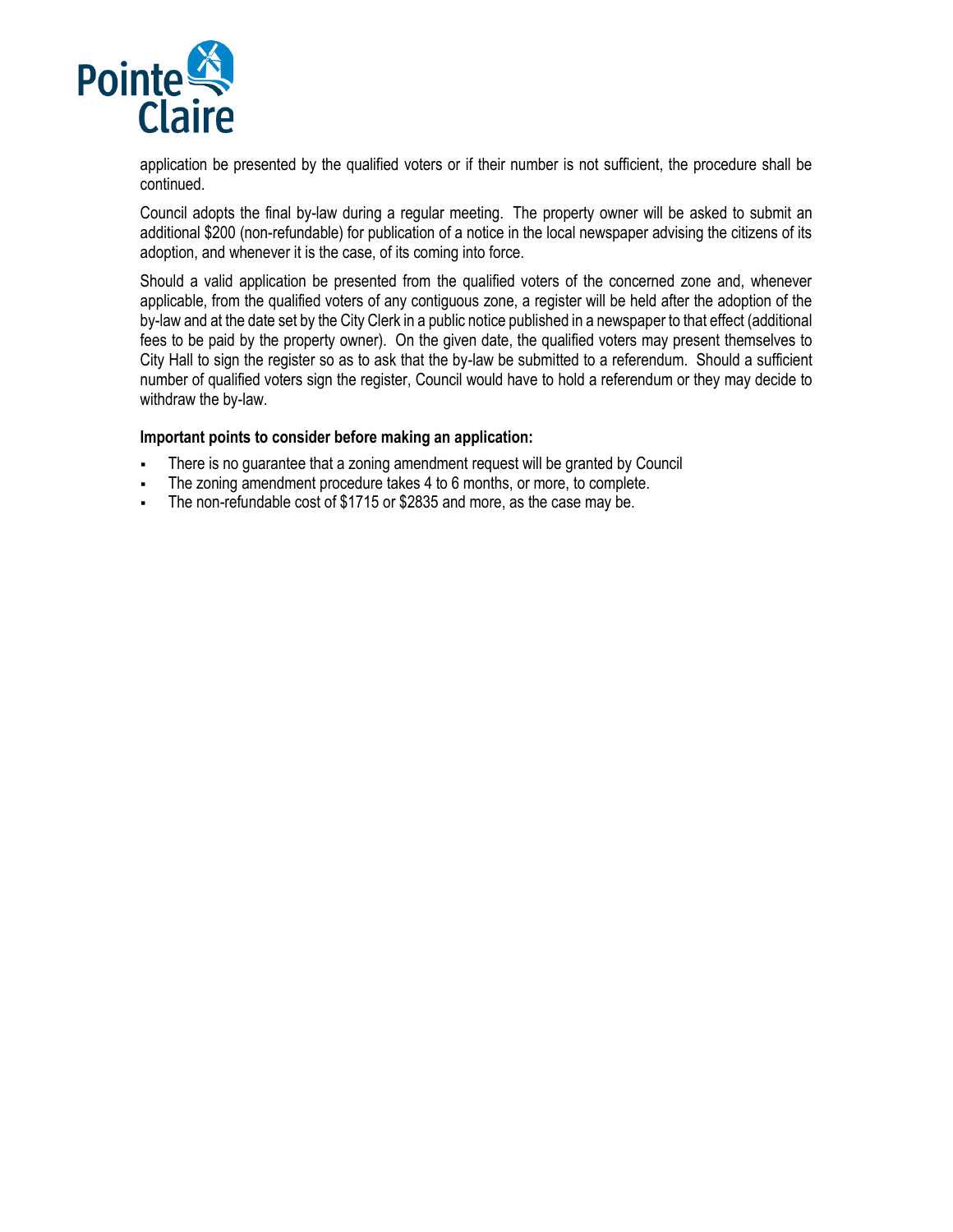application be presented by the qualified voters or if their number is not sufficient, the procedure shall be continued.

Council adopts the final by-law during a regular meeting. The property owner will be asked to submit an additional $200 (non-refundable) for publication of a notice in the local newspaper advising the citizens of its adoption, and whenever it is the case, of its coming into force.

Should a valid application be presented from the qualified voters of the concerned zone and, whenever applicable, from the qualified voters of any contiguous zone, a register will be held after the adoption of the by-law and at the date set by the City Clerk in a public notice published in a newspaper to that effect (additional fees to be paid by the property owner). On the given date, the qualified voters may present themselves to City Hall to sign the register so as to ask that the by-law be submitted to a referendum. Should a sufficient number of qualified voters sign the register, Council would have to hold a referendum or they may decide to withdraw the by-law.

**Important points to consider before making an application:**

- There is no guarantee that a zoning amendment request will be granted by Council
- The zoning amendment procedure takes 4 to 6 months, or more, to complete.
- The non-refundable cost of $1715 or $2835 and more, as the case may be.